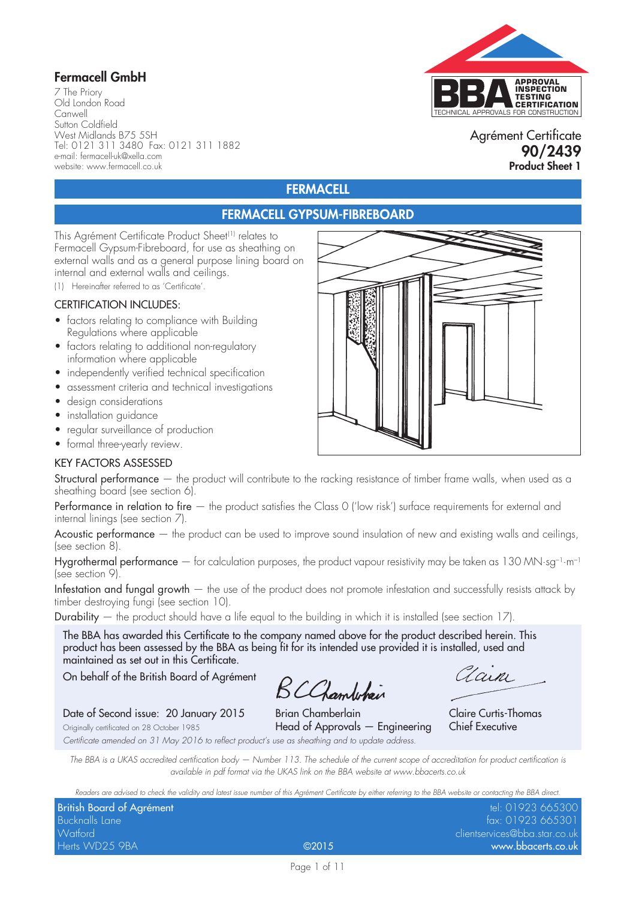**Fermacell GmbH**

7 The Priory
Old London Road
Canwell
Sutton Coldfield
West Midlands B75 5SH
Tel: 0121 311 3480 Fax: 0121 311 1882
e-mail: fermacell-uk@xella.com
website: www.fermacell.co.uk

Agrément Certificate
**90/2439**
**Product Sheet 1**

# FERMACELL

## FERMACELL GYPSUM-FIBREBOARD

This Agrément Certificate Product Sheet[1] relates to Fermacell Gypsum-Fibreboard, for use as sheathing on external walls and as a general purpose lining board on internal and external walls and ceilings.

(1) Hereinafter referred to as 'Certificate'.

### CERTIFICATION INCLUDES:

- factors relating to compliance with Building Regulations where applicable
- factors relating to additional non-regulatory information where applicable
- independently verified technical specification
- assessment criteria and technical investigations
- design considerations
- installation guidance
- regular surveillance of production
- formal three-yearly review.

### KEY FACTORS ASSESSED

Structural performance — the product will contribute to the racking resistance of timber frame walls, when used as a sheathing board (see section 6).

Performance in relation to fire — the product satisfies the Class 0 ('low risk') surface requirements for external and internal linings (see section 7).

Acoustic performance — the product can be used to improve sound insulation of new and existing walls and ceilings, (see section 8).

Hygrothermal performance — for calculation purposes, the product vapour resistivity may be taken as 130 $MN{\cdot}s{\cdot}g^{-1}{\cdot}m^{-1}$ (see section 9).

Infestation and fungal growth — the use of the product does not promote infestation and successfully resists attack by timber destroying fungi (see section 10).

Durability — the product should have a life equal to the building in which it is installed (see section 17).

The BBA has awarded this Certificate to the company named above for the product described herein. This product has been assessed by the BBA as being fit for its intended use provided it is installed, used and maintained as set out in this Certificate.

On behalf of the British Board of Agrément

Date of Second issue: 20 January 2015
Originally certificated on 28 October 1985

Brian Chamberlain
Head of Approvals — Engineering

Claire Curtis-Thomas
Chief Executive

*Certificate amended on 31 May 2016 to reflect product's use as sheathing and to update address.*

*The BBA is a UKAS accredited certification body — Number 113. The schedule of the current scope of accreditation for product certification is available in pdf format via the UKAS link on the BBA website at www.bbacerts.co.uk*

*Readers are advised to check the validity and latest issue number of this Agrément Certificate by either referring to the BBA website or contacting the BBA direct.*

British Board of Agrément
Bucknalls Lane
Watford
Herts WD25 9BA

©2015

tel: 01923 665300
fax: 01923 665301
clientservices@bba.star.co.uk
www.bbacerts.co.uk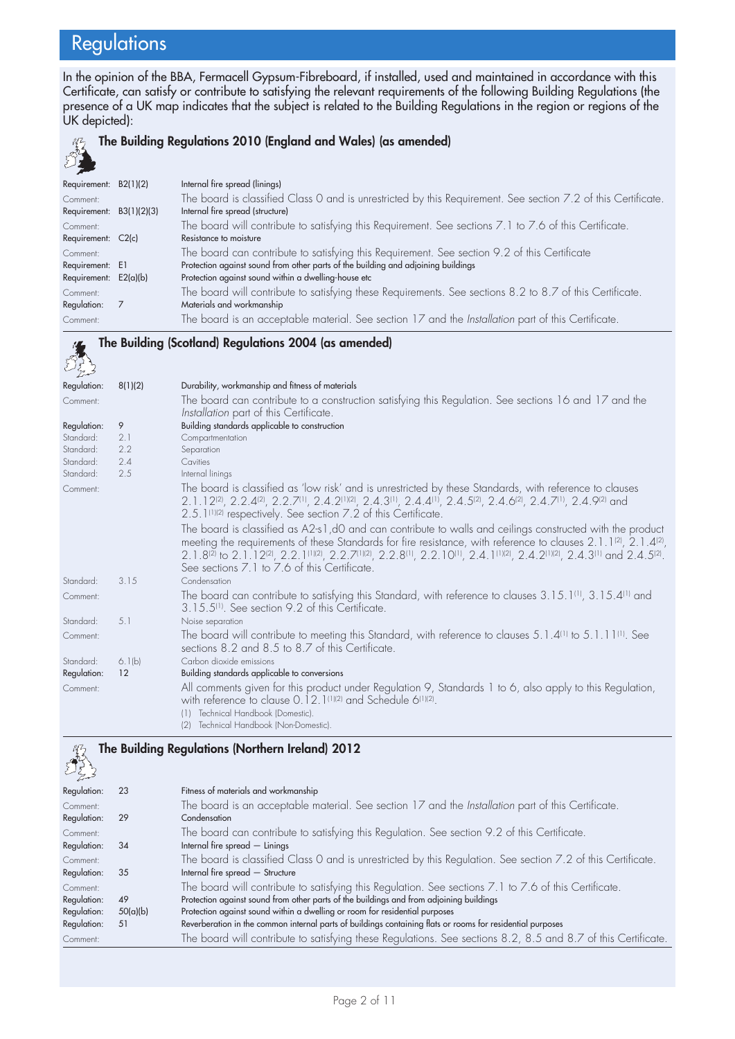# Regulations

In the opinion of the BBA, Fermacell Gypsum-Fibreboard, if installed, used and maintained in accordance with this Certificate, can satisfy or contribute to satisfying the relevant requirements of the following Building Regulations (the presence of a UK map indicates that the subject is related to the Building Regulations in the region or regions of the UK depicted):

## The Building Regulations 2010 (England and Wales) (as amended)

| | | |
|---|---|---|
| Requirement: | B2(1)(2) | Internal fire spread (linings) |
| Comment: | | The board is classified Class 0 and is unrestricted by this Requirement. See section 7.2 of this Certificate. |
| Requirement: | B3(1)(2)(3) | Internal fire spread (structure) |
| Comment: | | The board will contribute to satisfying this Requirement. See sections 7.1 to 7.6 of this Certificate. |
| Requirement: | C2(c) | Resistance to moisture |
| Comment: | | The board can contribute to satisfying this Requirement. See section 9.2 of this Certificate |
| Requirement: | E1 | Protection against sound from other parts of the building and adjoining buildings |
| Requirement: | E2(a)(b) | Protection against sound within a dwelling-house etc |
| Comment: | | The board will contribute to satisfying these Requirements. See sections 8.2 to 8.7 of this Certificate. |
| Regulation: | 7 | Materials and workmanship |
| Comment: | | The board is an acceptable material. See section 17 and the *Installation* part of this Certificate. |

## The Building (Scotland) Regulations 2004 (as amended)

| | | |
|---|---|---|
| Regulation: | 8(1)(2) | Durability, workmanship and fitness of materials |
| Comment: | | The board can contribute to a construction satisfying this Regulation. See sections 16 and 17 and the *Installation* part of this Certificate. |
| Regulation: | 9 | Building standards applicable to construction |
| Standard: | 2.1 | Compartmentation |
| Standard: | 2.2 | Separation |
| Standard: | 2.4 | Cavities |
| Standard: | 2.5 | Internal linings |
| Comment: | | The board is classified as 'low risk' and is unrestricted by these Standards, with reference to clauses 2.1.12[2], 2.2.4[2], 2.2.7[1], 2.4.2[1][2], 2.4.3[1], 2.4.4[1], 2.4.5[2], 2.4.6[2], 2.4.7[1], 2.4.9[2] and 2.5.1[1][2] respectively. See section 7.2 of this Certificate. |
| | | The board is classified as A2-s1,d0 and can contribute to walls and ceilings constructed with the product meeting the requirements of these Standards for fire resistance, with reference to clauses 2.1.1[2], 2.1.4[2], 2.1.8[2] to 2.1.12[2], 2.2.1[1][2], 2.2.7[1][2], 2.2.8[1], 2.2.10[1], 2.4.1[1][2], 2.4.2[1][2], 2.4.3[1] and 2.4.5[2]. See sections 7.1 to 7.6 of this Certificate. |
| Standard: | 3.15 | Condensation |
| Comment: | | The board can contribute to satisfying this Standard, with reference to clauses 3.15.1[1], 3.15.4[1] and 3.15.5[1]. See section 9.2 of this Certificate. |
| Standard: | 5.1 | Noise separation |
| Comment: | | The board will contribute to meeting this Standard, with reference to clauses 5.1.4[1] to 5.1.11[1]. See sections 8.2 and 8.5 to 8.7 of this Certificate. |
| Standard: | 6.1(b) | Carbon dioxide emissions |
| Regulation: | 12 | Building standards applicable to conversions |
| Comment: | | All comments given for this product under Regulation 9, Standards 1 to 6, also apply to this Regulation, with reference to clause 0.12.1[1][2] and Schedule 6[1][2]. |

(1) Technical Handbook (Domestic).
(2) Technical Handbook (Non-Domestic).

## The Building Regulations (Northern Ireland) 2012

| | | |
|---|---|---|
| Regulation: | 23 | Fitness of materials and workmanship |
| Comment: | | The board is an acceptable material. See section 17 and the *Installation* part of this Certificate. |
| Regulation: | 29 | Condensation |
| Comment: | | The board can contribute to satisfying this Regulation. See section 9.2 of this Certificate. |
| Regulation: | 34 | Internal fire spread — Linings |
| Comment: | | The board is classified Class 0 and is unrestricted by this Regulation. See section 7.2 of this Certificate. |
| Regulation: | 35 | Internal fire spread — Structure |
| Comment: | | The board will contribute to satisfying this Regulation. See sections 7.1 to 7.6 of this Certificate. |
| Regulation: | 49 | Protection against sound from other parts of the buildings and from adjoining buildings |
| Regulation: | 50(a)(b) | Protection against sound within a dwelling or room for residential purposes |
| Regulation: | 51 | Reverberation in the common internal parts of buildings containing flats or rooms for residential purposes |
| Comment: | | The board will contribute to satisfying these Regulations. See sections 8.2, 8.5 and 8.7 of this Certificate. |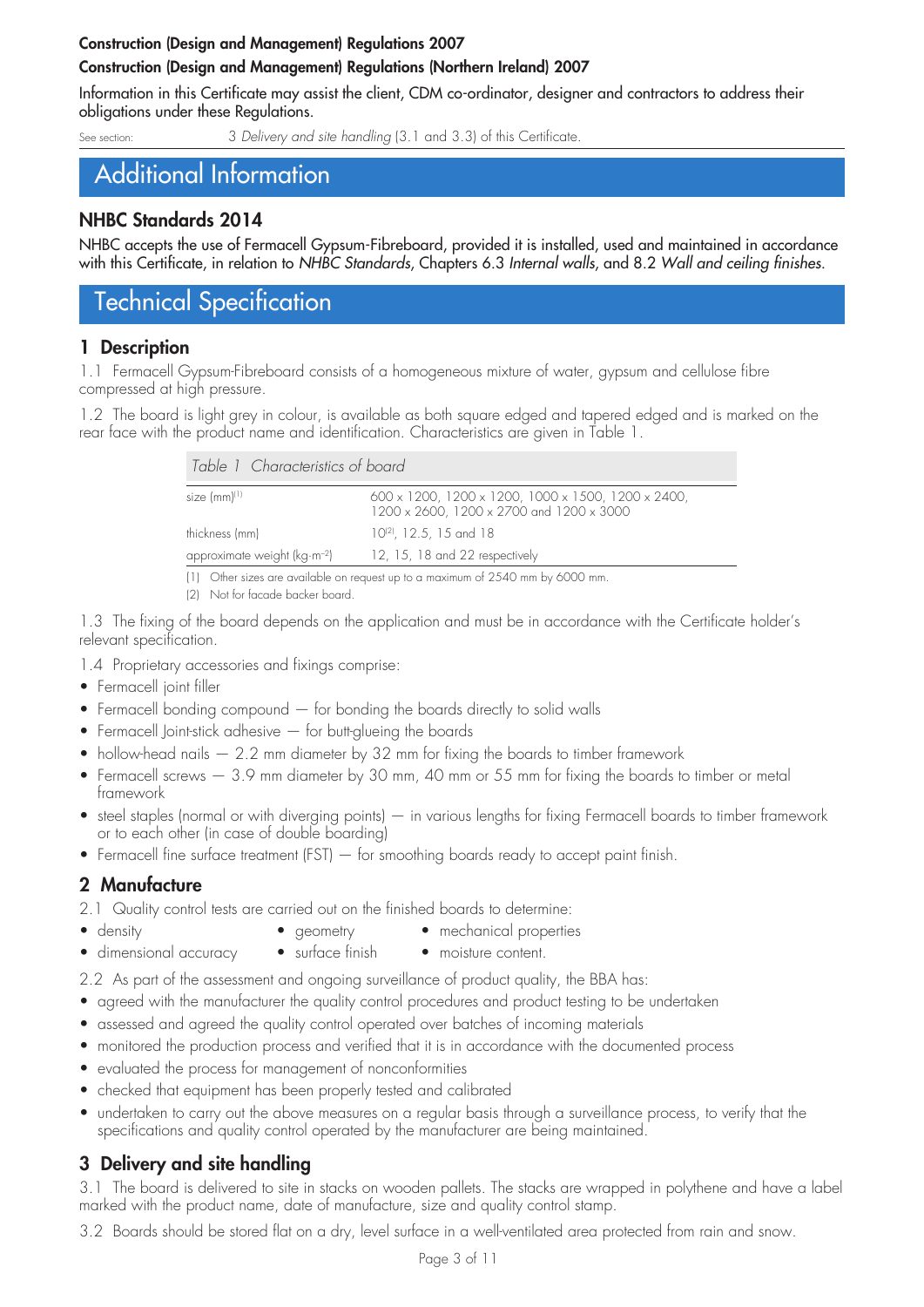**Construction (Design and Management) Regulations 2007**

**Construction (Design and Management) Regulations (Northern Ireland) 2007**

Information in this Certificate may assist the client, CDM co-ordinator, designer and contractors to address their obligations under these Regulations.

See section: 3 *Delivery and site handling* (3.1 and 3.3) of this Certificate.

# Additional Information

## NHBC Standards 2014

NHBC accepts the use of Fermacell Gypsum-Fibreboard, provided it is installed, used and maintained in accordance with this Certificate, in relation to *NHBC Standards*, Chapters 6.3 *Internal walls*, and 8.2 *Wall and ceiling finishes*.

# Technical Specification

## 1 Description

1.1 Fermacell Gypsum-Fibreboard consists of a homogeneous mixture of water, gypsum and cellulose fibre compressed at high pressure.

1.2 The board is light grey in colour, is available as both square edged and tapered edged and is marked on the rear face with the product name and identification. Characteristics are given in Table 1.

*Table 1 Characteristics of board*

| | |
|---|---|
| size (mm)[1] | 600 x 1200, 1200 x 1200, 1000 x 1500, 1200 x 2400, 1200 x 2600, 1200 x 2700 and 1200 x 3000 |
| thickness (mm) | 10[2], 12.5, 15 and 18 |
| approximate weight (kg·m$^{-2}$) | 12, 15, 18 and 22 respectively |

(1) Other sizes are available on request up to a maximum of 2540 mm by 6000 mm.

(2) Not for facade backer board.

1.3 The fixing of the board depends on the application and must be in accordance with the Certificate holder's relevant specification.

1.4 Proprietary accessories and fixings comprise:

- Fermacell joint filler
- Fermacell bonding compound — for bonding the boards directly to solid walls
- Fermacell Joint-stick adhesive — for butt-glueing the boards
- hollow-head nails — 2.2 mm diameter by 32 mm for fixing the boards to timber framework
- Fermacell screws — 3.9 mm diameter by 30 mm, 40 mm or 55 mm for fixing the boards to timber or metal framework
- steel staples (normal or with diverging points) — in various lengths for fixing Fermacell boards to timber framework or to each other (in case of double boarding)
- Fermacell fine surface treatment (FST) — for smoothing boards ready to accept paint finish.

## 2 Manufacture

2.1 Quality control tests are carried out on the finished boards to determine:

- density
- geometry
- mechanical properties
- dimensional accuracy
- surface finish
- moisture content.

2.2 As part of the assessment and ongoing surveillance of product quality, the BBA has:

- agreed with the manufacturer the quality control procedures and product testing to be undertaken
- assessed and agreed the quality control operated over batches of incoming materials
- monitored the production process and verified that it is in accordance with the documented process
- evaluated the process for management of nonconformities
- checked that equipment has been properly tested and calibrated
- undertaken to carry out the above measures on a regular basis through a surveillance process, to verify that the specifications and quality control operated by the manufacturer are being maintained.

## 3 Delivery and site handling

3.1 The board is delivered to site in stacks on wooden pallets. The stacks are wrapped in polythene and have a label marked with the product name, date of manufacture, size and quality control stamp.

3.2 Boards should be stored flat on a dry, level surface in a well-ventilated area protected from rain and snow.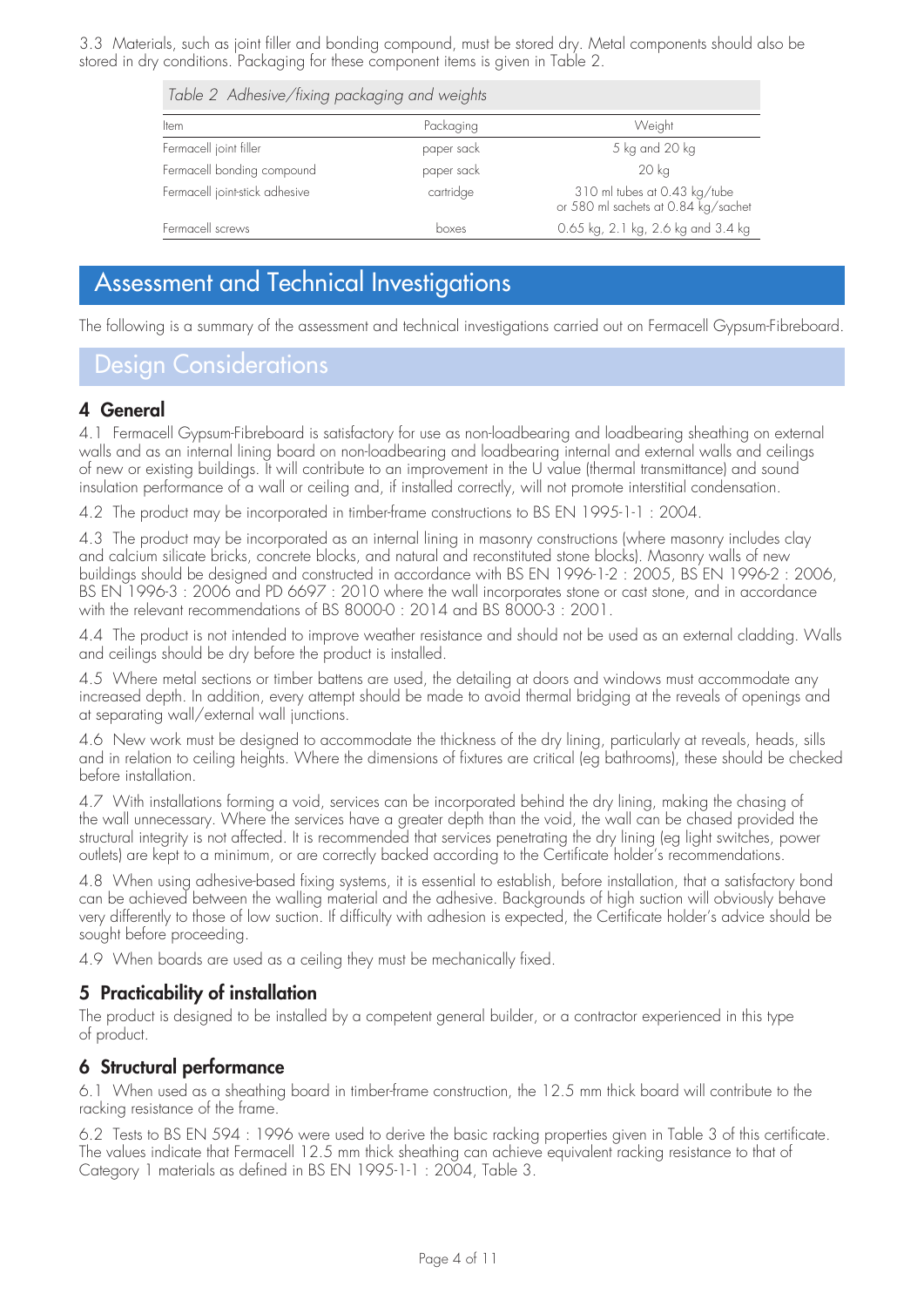3.3 Materials, such as joint filler and bonding compound, must be stored dry. Metal components should also be stored in dry conditions. Packaging for these component items is given in Table 2.

*Table 2 Adhesive/fixing packaging and weights*

| Item | Packaging | Weight |
|---|---|---|
| Fermacell joint filler | paper sack | 5 kg and 20 kg |
| Fermacell bonding compound | paper sack | 20 kg |
| Fermacell joint-stick adhesive | cartridge | 310 ml tubes at 0.43 kg/tube or 580 ml sachets at 0.84 kg/sachet |
| Fermacell screws | boxes | 0.65 kg, 2.1 kg, 2.6 kg and 3.4 kg |

# Assessment and Technical Investigations

The following is a summary of the assessment and technical investigations carried out on Fermacell Gypsum-Fibreboard.

## Design Considerations

### 4 General

4.1 Fermacell Gypsum-Fibreboard is satisfactory for use as non-loadbearing and loadbearing sheathing on external walls and as an internal lining board on non-loadbearing and loadbearing internal and external walls and ceilings of new or existing buildings. It will contribute to an improvement in the U value (thermal transmittance) and sound insulation performance of a wall or ceiling and, if installed correctly, will not promote interstitial condensation.

4.2 The product may be incorporated in timber-frame constructions to BS EN 1995-1-1 : 2004.

4.3 The product may be incorporated as an internal lining in masonry constructions (where masonry includes clay and calcium silicate bricks, concrete blocks, and natural and reconstituted stone blocks). Masonry walls of new buildings should be designed and constructed in accordance with BS EN 1996-1-2 : 2005, BS EN 1996-2 : 2006, BS EN 1996-3 : 2006 and PD 6697 : 2010 where the wall incorporates stone or cast stone, and in accordance with the relevant recommendations of BS 8000-0 : 2014 and BS 8000-3 : 2001.

4.4 The product is not intended to improve weather resistance and should not be used as an external cladding. Walls and ceilings should be dry before the product is installed.

4.5 Where metal sections or timber battens are used, the detailing at doors and windows must accommodate any increased depth. In addition, every attempt should be made to avoid thermal bridging at the reveals of openings and at separating wall/external wall junctions.

4.6 New work must be designed to accommodate the thickness of the dry lining, particularly at reveals, heads, sills and in relation to ceiling heights. Where the dimensions of fixtures are critical (eg bathrooms), these should be checked before installation.

4.7 With installations forming a void, services can be incorporated behind the dry lining, making the chasing of the wall unnecessary. Where the services have a greater depth than the void, the wall can be chased provided the structural integrity is not affected. It is recommended that services penetrating the dry lining (eg light switches, power outlets) are kept to a minimum, or are correctly backed according to the Certificate holder's recommendations.

4.8 When using adhesive-based fixing systems, it is essential to establish, before installation, that a satisfactory bond can be achieved between the walling material and the adhesive. Backgrounds of high suction will obviously behave very differently to those of low suction. If difficulty with adhesion is expected, the Certificate holder's advice should be sought before proceeding.

4.9 When boards are used as a ceiling they must be mechanically fixed.

### 5 Practicability of installation

The product is designed to be installed by a competent general builder, or a contractor experienced in this type of product.

### 6 Structural performance

6.1 When used as a sheathing board in timber-frame construction, the 12.5 mm thick board will contribute to the racking resistance of the frame.

6.2 Tests to BS EN 594 : 1996 were used to derive the basic racking properties given in Table 3 of this certificate. The values indicate that Fermacell 12.5 mm thick sheathing can achieve equivalent racking resistance to that of Category 1 materials as defined in BS EN 1995-1-1 : 2004, Table 3.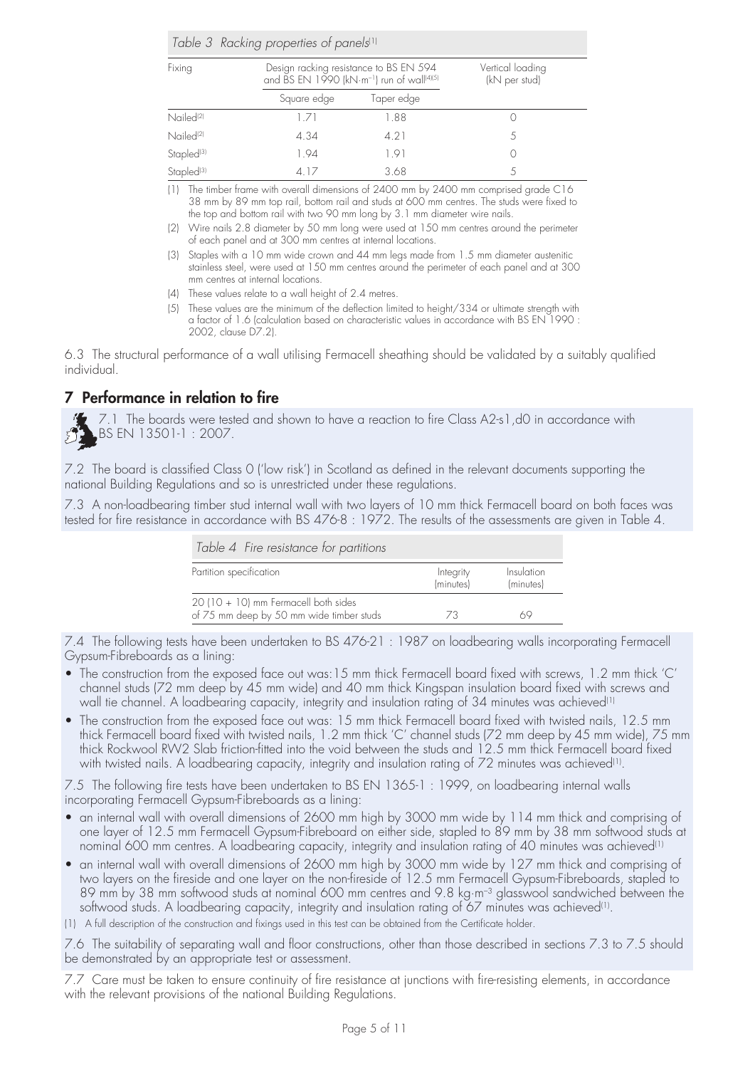*Table 3 Racking properties of panels*[1]

| Fixing | Design racking resistance to BS EN 594 and BS EN 1990 (kN·m$^{-1}$) run of wall[4][5] | | Vertical loading (kN per stud) |
|---|---|---|---|
| | Square edge | Taper edge | |
| Nailed[2] | 1.71 | 1.88 | 0 |
| Nailed[2] | 4.34 | 4.21 | 5 |
| Stapled[3] | 1.94 | 1.91 | 0 |
| Stapled[3] | 4.17 | 3.68 | 5 |

(1) The timber frame with overall dimensions of 2400 mm by 2400 mm comprised grade C16 38 mm by 89 mm top rail, bottom rail and studs at 600 mm centres. The studs were fixed to the top and bottom rail with two 90 mm long by 3.1 mm diameter wire nails.

(2) Wire nails 2.8 diameter by 50 mm long were used at 150 mm centres around the perimeter of each panel and at 300 mm centres at internal locations.

(3) Staples with a 10 mm wide crown and 44 mm legs made from 1.5 mm diameter austenitic stainless steel, were used at 150 mm centres around the perimeter of each panel and at 300 mm centres at internal locations.

(4) These values relate to a wall height of 2.4 metres.

(5) These values are the minimum of the deflection limited to height/334 or ultimate strength with a factor of 1.6 (calculation based on characteristic values in accordance with BS EN 1990 : 2002, clause D7.2).

6.3 The structural performance of a wall utilising Fermacell sheathing should be validated by a suitably qualified individual.

## 7 Performance in relation to fire

7.1 The boards were tested and shown to have a reaction to fire Class A2-s1,d0 in accordance with BS EN 13501-1 : 2007.

7.2 The board is classified Class 0 ('low risk') in Scotland as defined in the relevant documents supporting the national Building Regulations and so is unrestricted under these regulations.

7.3 A non-loadbearing timber stud internal wall with two layers of 10 mm thick Fermacell board on both faces was tested for fire resistance in accordance with BS 476-8 : 1972. The results of the assessments are given in Table 4.

*Table 4 Fire resistance for partitions*

| Partition specification | Integrity (minutes) | Insulation (minutes) |
|---|---|---|
| 20 (10 + 10) mm Fermacell both sides of 75 mm deep by 50 mm wide timber studs | 73 | 69 |

7.4 The following tests have been undertaken to BS 476-21 : 1987 on loadbearing walls incorporating Fermacell Gypsum-Fibreboards as a lining:

- The construction from the exposed face out was:15 mm thick Fermacell board fixed with screws, 1.2 mm thick 'C' channel studs (72 mm deep by 45 mm wide) and 40 mm thick Kingspan insulation board fixed with screws and wall tie channel. A loadbearing capacity, integrity and insulation rating of 34 minutes was achieved[1]
- The construction from the exposed face out was: 15 mm thick Fermacell board fixed with twisted nails, 12.5 mm thick Fermacell board fixed with twisted nails, 1.2 mm thick 'C' channel studs (72 mm deep by 45 mm wide), 75 mm thick Rockwool RW2 Slab friction-fitted into the void between the studs and 12.5 mm thick Fermacell board fixed with twisted nails. A loadbearing capacity, integrity and insulation rating of 72 minutes was achieved[1].

7.5 The following fire tests have been undertaken to BS EN 1365-1 : 1999, on loadbearing internal walls incorporating Fermacell Gypsum-Fibreboards as a lining:

- an internal wall with overall dimensions of 2600 mm high by 3000 mm wide by 114 mm thick and comprising of one layer of 12.5 mm Fermacell Gypsum-Fibreboard on either side, stapled to 89 mm by 38 mm softwood studs at nominal 600 mm centres. A loadbearing capacity, integrity and insulation rating of 40 minutes was achieved[1]
- an internal wall with overall dimensions of 2600 mm high by 3000 mm wide by 127 mm thick and comprising of two layers on the fireside and one layer on the non-fireside of 12.5 mm Fermacell Gypsum-Fibreboards, stapled to 89 mm by 38 mm softwood studs at nominal 600 mm centres and 9.8 kg·m$^{-3}$ glasswool sandwiched between the softwood studs. A loadbearing capacity, integrity and insulation rating of 67 minutes was achieved[1].

(1) A full description of the construction and fixings used in this test can be obtained from the Certificate holder.

7.6 The suitability of separating wall and floor constructions, other than those described in sections 7.3 to 7.5 should be demonstrated by an appropriate test or assessment.

7.7 Care must be taken to ensure continuity of fire resistance at junctions with fire-resisting elements, in accordance with the relevant provisions of the national Building Regulations.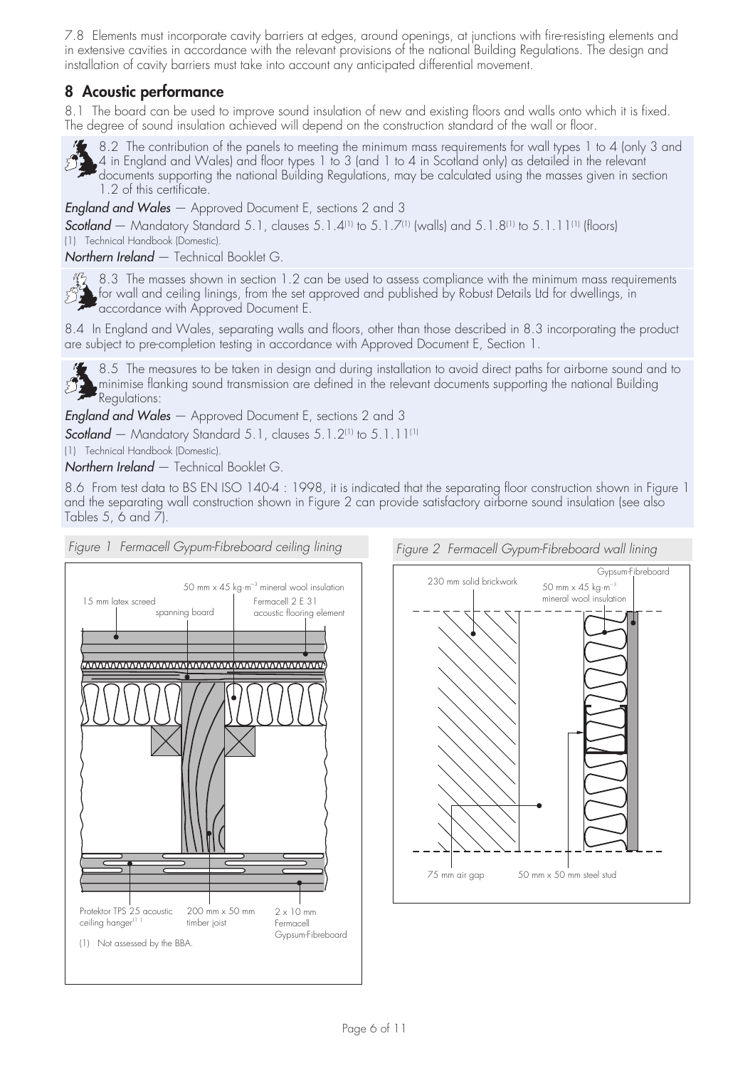7.8 Elements must incorporate cavity barriers at edges, around openings, at junctions with fire-resisting elements and in extensive cavities in accordance with the relevant provisions of the national Building Regulations. The design and installation of cavity barriers must take into account any anticipated differential movement.

## 8 Acoustic performance

8.1 The board can be used to improve sound insulation of new and existing floors and walls onto which it is fixed. The degree of sound insulation achieved will depend on the construction standard of the wall or floor.

8.2 The contribution of the panels to meeting the minimum mass requirements for wall types 1 to 4 (only 3 and 4 in England and Wales) and floor types 1 to 3 (and 1 to 4 in Scotland only) as detailed in the relevant documents supporting the national Building Regulations, may be calculated using the masses given in section 1.2 of this certificate.

***England and Wales*** — Approved Document E, sections 2 and 3

***Scotland*** — Mandatory Standard 5.1, clauses 5.1.4[1] to 5.1.7[1] (walls) and 5.1.8[1] to 5.1.11[1] (floors)

(1) Technical Handbook (Domestic).

***Northern Ireland*** — Technical Booklet G.

8.3 The masses shown in section 1.2 can be used to assess compliance with the minimum mass requirements for wall and ceiling linings, from the set approved and published by Robust Details Ltd for dwellings, in accordance with Approved Document E.

8.4 In England and Wales, separating walls and floors, other than those described in 8.3 incorporating the product are subject to pre-completion testing in accordance with Approved Document E, Section 1.

8.5 The measures to be taken in design and during installation to avoid direct paths for airborne sound and to minimise flanking sound transmission are defined in the relevant documents supporting the national Building Regulations:

***England and Wales*** — Approved Document E, sections 2 and 3

***Scotland*** — Mandatory Standard 5.1, clauses 5.1.2[1] to 5.1.11[1]

(1) Technical Handbook (Domestic).

***Northern Ireland*** — Technical Booklet G.

8.6 From test data to BS EN ISO 140-4 : 1998, it is indicated that the separating floor construction shown in Figure 1 and the separating wall construction shown in Figure 2 can provide satisfactory airborne sound insulation (see also Tables 5, 6 and 7).

*Figure 1 Fermacell Gypum-Fibreboard ceiling lining*

15 mm latex screed; spanning board; 50 mm x 45 kg·m$^{-3}$ mineral wool insulation; Fermacell 2 E 31 acoustic flooring element; Protektor TPS 25 acoustic ceiling hanger[1]; 200 mm x 50 mm timber joist; 2 x 10 mm Fermacell Gypsum-Fibreboard

(1) Not assessed by the BBA.

*Figure 2 Fermacell Gypum-Fibreboard wall lining*

230 mm solid brickwork; 50 mm x 45 kg·m$^{-3}$ mineral wool insulation; Gypsum-Fibreboard; 75 mm air gap; 50 mm x 50 mm steel stud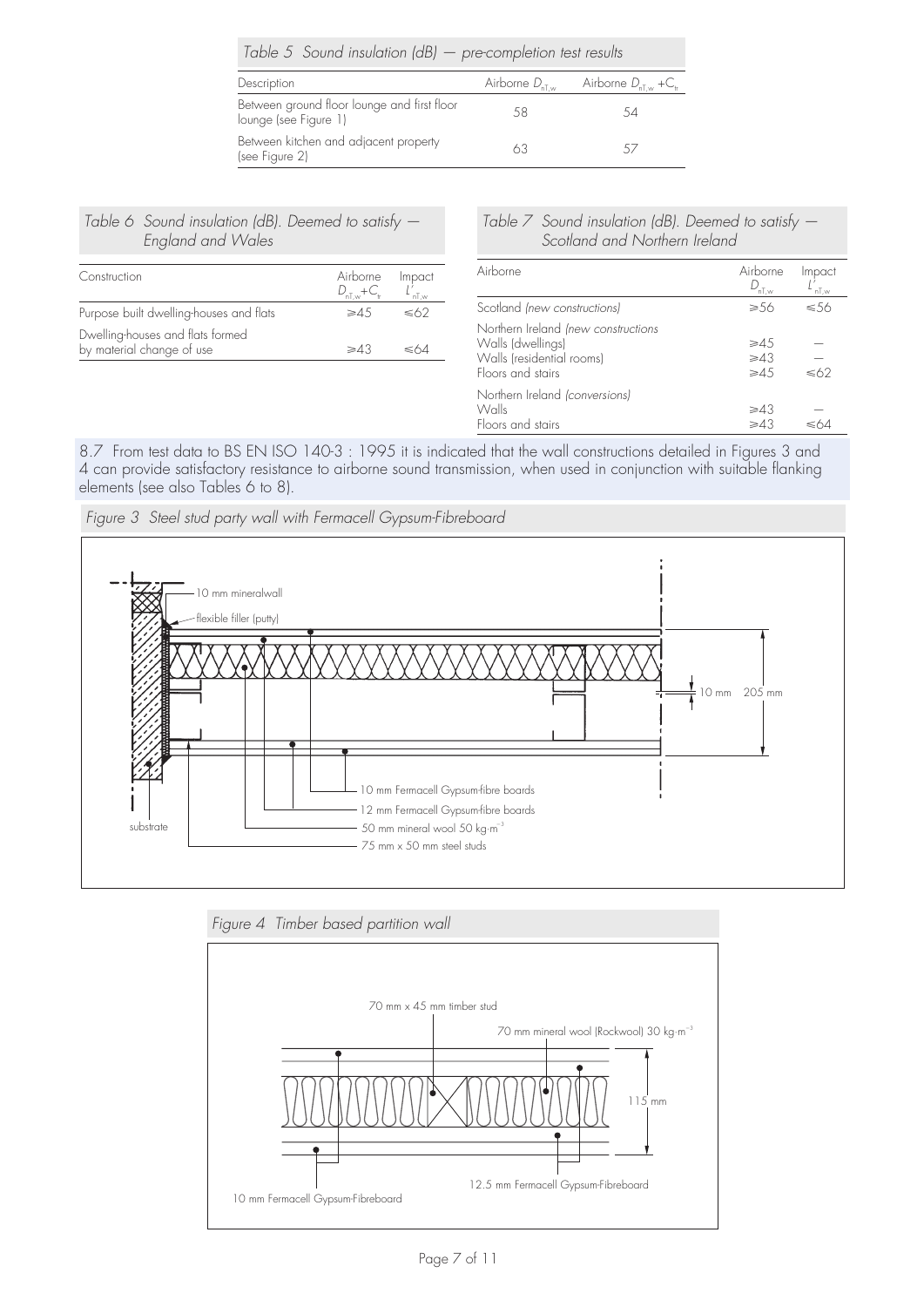*Table 5 Sound insulation (dB) — pre-completion test results*

| Description | Airborne $D_{nT,w}$ | Airborne $D_{nT,w} + C_{tr}$ |
|---|---|---|
| Between ground floor lounge and first floor lounge (see Figure 1) | 58 | 54 |
| Between kitchen and adjacent property (see Figure 2) | 63 | 57 |

*Table 6 Sound insulation (dB). Deemed to satisfy — England and Wales*

| Construction | Airborne $D_{nT,w}+C_{tr}$ | Impact $L'_{nT,w}$ |
|---|---|---|
| Purpose built dwelling-houses and flats | ≥45 | ≤62 |
| Dwelling-houses and flats formed by material change of use | ≥43 | ≤64 |

*Table 7 Sound insulation (dB). Deemed to satisfy — Scotland and Northern Ireland*

| Airborne | Airborne $D_{nT,w}$ | Impact $L'_{nT,w}$ |
|---|---|---|
| Scotland *(new constructions)* | ≥56 | ≤56 |
| Northern Ireland *(new constructions* | | |
| Walls (dwellings) | ≥45 | — |
| Walls (residential rooms) | ≥43 | — |
| Floors and stairs | ≥45 | ≤62 |
| Northern Ireland *(conversions)* | | |
| Walls | ≥43 | — |
| Floors and stairs | ≥43 | ≤64 |

8.7 From test data to BS EN ISO 140-3 : 1995 it is indicated that the wall constructions detailed in Figures 3 and 4 can provide satisfactory resistance to airborne sound transmission, when used in conjunction with suitable flanking elements (see also Tables 6 to 8).

*Figure 3 Steel stud party wall with Fermacell Gypsum-Fibreboard*

10 mm mineralwall
flexible filler (putty)
10 mm
205 mm
10 mm Fermacell Gypsum-fibre boards
12 mm Fermacell Gypsum-fibre boards
50 mm mineral wool 50 kg·m$^{-3}$
75 mm x 50 mm steel studs
substrate

*Figure 4 Timber based partition wall*

70 mm x 45 mm timber stud
70 mm mineral wool (Rockwool) 30 kg·m$^{-3}$
115 mm
12.5 mm Fermacell Gypsum-Fibreboard
10 mm Fermacell Gypsum-Fibreboard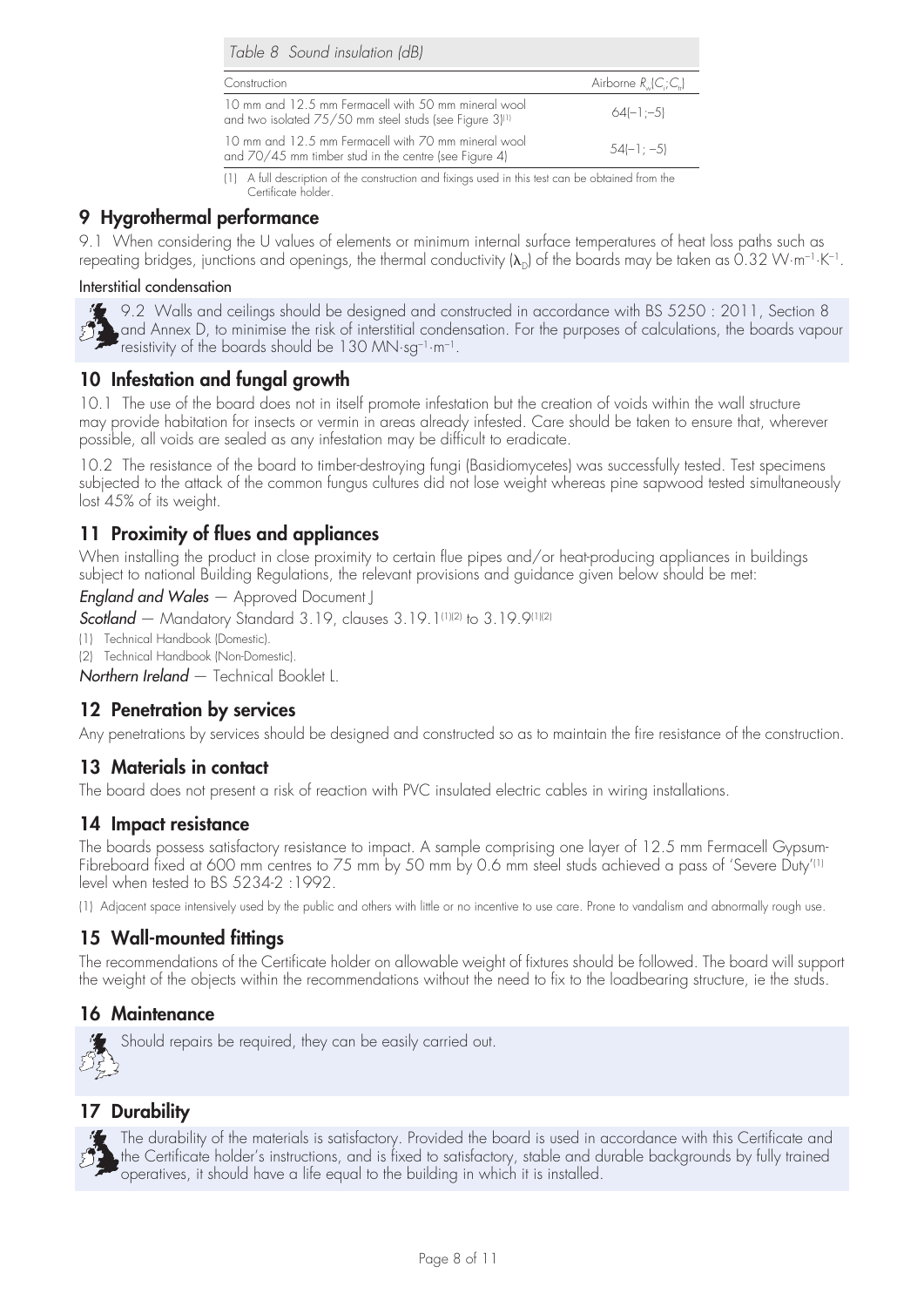*Table 8 Sound insulation (dB)*

| Construction | Airborne $R_w(C_i;C_{tr})$ |
|---|---|
| 10 mm and 12.5 mm Fermacell with 50 mm mineral wool and two isolated 75/50 mm steel studs (see Figure 3)[1] | 64(–1;–5) |
| 10 mm and 12.5 mm Fermacell with 70 mm mineral wool and 70/45 mm timber stud in the centre (see Figure 4) | 54(–1; –5) |

(1) A full description of the construction and fixings used in this test can be obtained from the Certificate holder.

## 9 Hygrothermal performance

9.1 When considering the U values of elements or minimum internal surface temperatures of heat loss paths such as repeating bridges, junctions and openings, the thermal conductivity ($\lambda_D$) of the boards may be taken as 0.32 $W \cdot m^{-1} \cdot K^{-1}$.

### Interstitial condensation

9.2 Walls and ceilings should be designed and constructed in accordance with BS 5250 : 2011, Section 8 and Annex D, to minimise the risk of interstitial condensation. For the purposes of calculations, the boards vapour resistivity of the boards should be 130 $MN \cdot sg^{-1} \cdot m^{-1}$.

## 10 Infestation and fungal growth

10.1 The use of the board does not in itself promote infestation but the creation of voids within the wall structure may provide habitation for insects or vermin in areas already infested. Care should be taken to ensure that, wherever possible, all voids are sealed as any infestation may be difficult to eradicate.

10.2 The resistance of the board to timber-destroying fungi (Basidiomycetes) was successfully tested. Test specimens subjected to the attack of the common fungus cultures did not lose weight whereas pine sapwood tested simultaneously lost 45% of its weight.

## 11 Proximity of flues and appliances

When installing the product in close proximity to certain flue pipes and/or heat-producing appliances in buildings subject to national Building Regulations, the relevant provisions and guidance given below should be met:

***England and Wales*** — Approved Document J

***Scotland*** — Mandatory Standard 3.19, clauses 3.19.1[1][2] to 3.19.9[1][2]

(1) Technical Handbook (Domestic).
(2) Technical Handbook (Non-Domestic).

***Northern Ireland*** — Technical Booklet L.

## 12 Penetration by services

Any penetrations by services should be designed and constructed so as to maintain the fire resistance of the construction.

## 13 Materials in contact

The board does not present a risk of reaction with PVC insulated electric cables in wiring installations.

## 14 Impact resistance

The boards possess satisfactory resistance to impact. A sample comprising one layer of 12.5 mm Fermacell Gypsum-Fibreboard fixed at 600 mm centres to 75 mm by 50 mm by 0.6 mm steel studs achieved a pass of 'Severe Duty'[1] level when tested to BS 5234-2 :1992.

(1) Adjacent space intensively used by the public and others with little or no incentive to use care. Prone to vandalism and abnormally rough use.

## 15 Wall-mounted fittings

The recommendations of the Certificate holder on allowable weight of fixtures should be followed. The board will support the weight of the objects within the recommendations without the need to fix to the loadbearing structure, ie the studs.

## 16 Maintenance

Should repairs be required, they can be easily carried out.

## 17 Durability

The durability of the materials is satisfactory. Provided the board is used in accordance with this Certificate and the Certificate holder's instructions, and is fixed to satisfactory, stable and durable backgrounds by fully trained operatives, it should have a life equal to the building in which it is installed.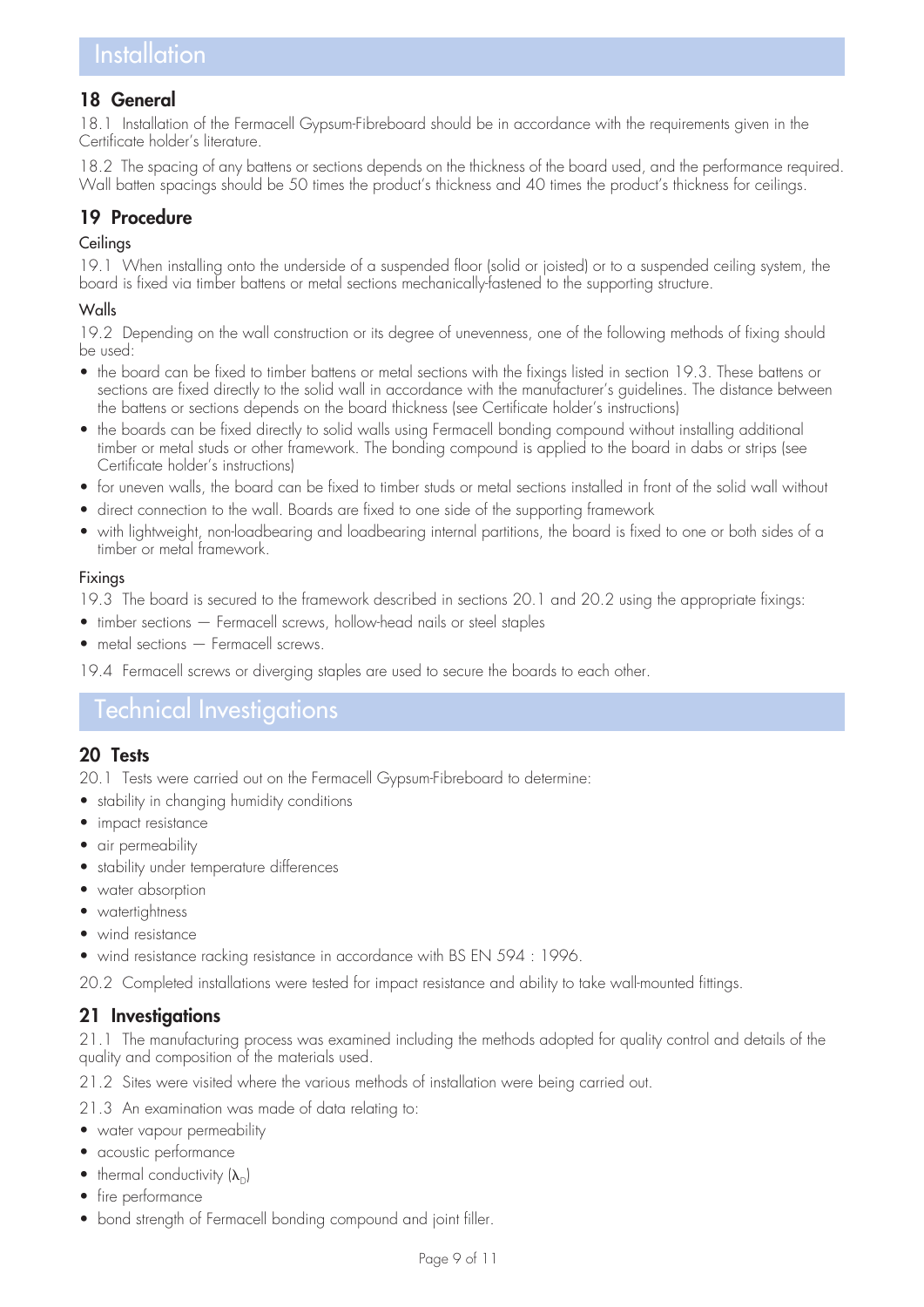# Installation

## 18 General

18.1 Installation of the Fermacell Gypsum-Fibreboard should be in accordance with the requirements given in the Certificate holder's literature.

18.2 The spacing of any battens or sections depends on the thickness of the board used, and the performance required. Wall batten spacings should be 50 times the product's thickness and 40 times the product's thickness for ceilings.

## 19 Procedure

### Ceilings

19.1 When installing onto the underside of a suspended floor (solid or joisted) or to a suspended ceiling system, the board is fixed via timber battens or metal sections mechanically-fastened to the supporting structure.

### Walls

19.2 Depending on the wall construction or its degree of unevenness, one of the following methods of fixing should be used:

- the board can be fixed to timber battens or metal sections with the fixings listed in section 19.3. These battens or sections are fixed directly to the solid wall in accordance with the manufacturer's guidelines. The distance between the battens or sections depends on the board thickness (see Certificate holder's instructions)
- the boards can be fixed directly to solid walls using Fermacell bonding compound without installing additional timber or metal studs or other framework. The bonding compound is applied to the board in dabs or strips (see Certificate holder's instructions)
- for uneven walls, the board can be fixed to timber studs or metal sections installed in front of the solid wall without
- direct connection to the wall. Boards are fixed to one side of the supporting framework
- with lightweight, non-loadbearing and loadbearing internal partitions, the board is fixed to one or both sides of a timber or metal framework.

### Fixings

19.3 The board is secured to the framework described in sections 20.1 and 20.2 using the appropriate fixings:

- timber sections — Fermacell screws, hollow-head nails or steel staples
- metal sections — Fermacell screws.

19.4 Fermacell screws or diverging staples are used to secure the boards to each other.

# Technical Investigations

## 20 Tests

20.1 Tests were carried out on the Fermacell Gypsum-Fibreboard to determine:

- stability in changing humidity conditions
- impact resistance
- air permeability
- stability under temperature differences
- water absorption
- watertightness
- wind resistance
- wind resistance racking resistance in accordance with BS EN 594 : 1996.

20.2 Completed installations were tested for impact resistance and ability to take wall-mounted fittings.

## 21 Investigations

21.1 The manufacturing process was examined including the methods adopted for quality control and details of the quality and composition of the materials used.

21.2 Sites were visited where the various methods of installation were being carried out.

21.3 An examination was made of data relating to:

- water vapour permeability
- acoustic performance
- thermal conductivity ($\lambda_D$)
- fire performance
- bond strength of Fermacell bonding compound and joint filler.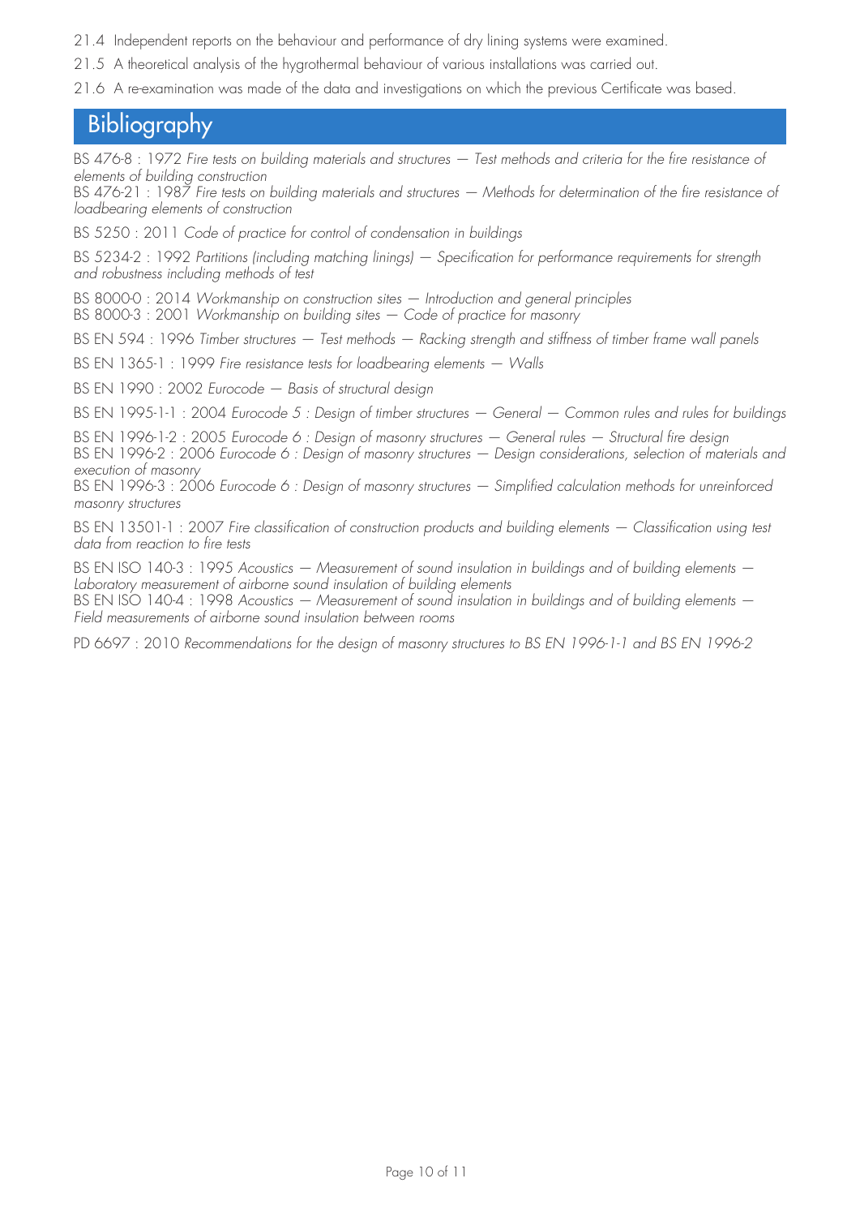21.4 Independent reports on the behaviour and performance of dry lining systems were examined.

21.5 A theoretical analysis of the hygrothermal behaviour of various installations was carried out.

21.6 A re-examination was made of the data and investigations on which the previous Certificate was based.

## Bibliography

BS 476-8 : 1972 *Fire tests on building materials and structures — Test methods and criteria for the fire resistance of elements of building construction*

BS 476-21 : 1987 *Fire tests on building materials and structures — Methods for determination of the fire resistance of loadbearing elements of construction*

BS 5250 : 2011 *Code of practice for control of condensation in buildings*

BS 5234-2 : 1992 *Partitions (including matching linings) — Specification for performance requirements for strength and robustness including methods of test*

BS 8000-0 : 2014 *Workmanship on construction sites — Introduction and general principles*

BS 8000-3 : 2001 *Workmanship on building sites — Code of practice for masonry*

BS EN 594 : 1996 *Timber structures — Test methods — Racking strength and stiffness of timber frame wall panels*

BS EN 1365-1 : 1999 *Fire resistance tests for loadbearing elements — Walls*

BS EN 1990 : 2002 *Eurocode — Basis of structural design*

BS EN 1995-1-1 : 2004 *Eurocode 5 : Design of timber structures — General — Common rules and rules for buildings*

BS EN 1996-1-2 : 2005 *Eurocode 6 : Design of masonry structures — General rules — Structural fire design*

BS EN 1996-2 : 2006 *Eurocode 6 : Design of masonry structures — Design considerations, selection of materials and execution of masonry*

BS EN 1996-3 : 2006 *Eurocode 6 : Design of masonry structures — Simplified calculation methods for unreinforced masonry structures*

BS EN 13501-1 : 2007 *Fire classification of construction products and building elements — Classification using test data from reaction to fire tests*

BS EN ISO 140-3 : 1995 *Acoustics — Measurement of sound insulation in buildings and of building elements — Laboratory measurement of airborne sound insulation of building elements*

BS EN ISO 140-4 : 1998 *Acoustics — Measurement of sound insulation in buildings and of building elements — Field measurements of airborne sound insulation between rooms*

PD 6697 : 2010 *Recommendations for the design of masonry structures to BS EN 1996-1-1 and BS EN 1996-2*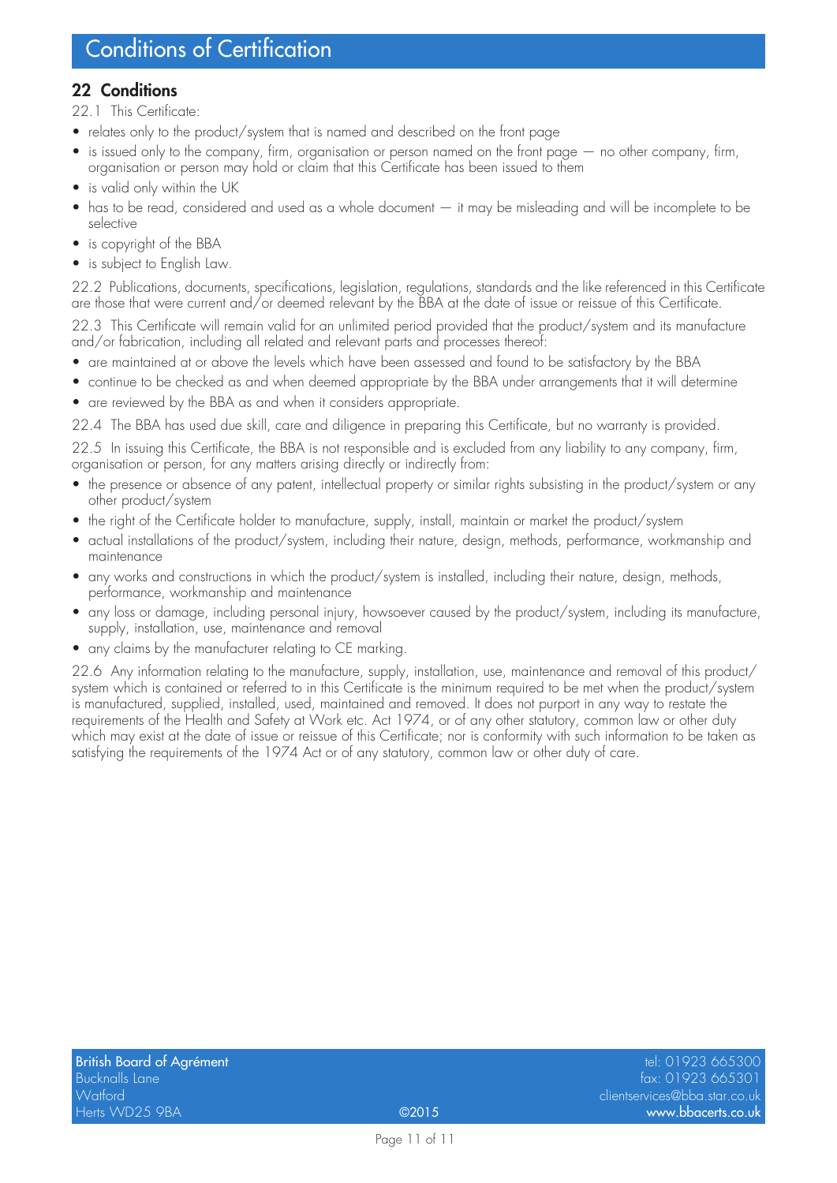# Conditions of Certification

## 22 Conditions

22.1 This Certificate:

- relates only to the product/system that is named and described on the front page
- is issued only to the company, firm, organisation or person named on the front page — no other company, firm, organisation or person may hold or claim that this Certificate has been issued to them
- is valid only within the UK
- has to be read, considered and used as a whole document — it may be misleading and will be incomplete to be selective
- is copyright of the BBA
- is subject to English Law.

22.2 Publications, documents, specifications, legislation, regulations, standards and the like referenced in this Certificate are those that were current and/or deemed relevant by the BBA at the date of issue or reissue of this Certificate.

22.3 This Certificate will remain valid for an unlimited period provided that the product/system and its manufacture and/or fabrication, including all related and relevant parts and processes thereof:

- are maintained at or above the levels which have been assessed and found to be satisfactory by the BBA
- continue to be checked as and when deemed appropriate by the BBA under arrangements that it will determine
- are reviewed by the BBA as and when it considers appropriate.

22.4 The BBA has used due skill, care and diligence in preparing this Certificate, but no warranty is provided.

22.5 In issuing this Certificate, the BBA is not responsible and is excluded from any liability to any company, firm, organisation or person, for any matters arising directly or indirectly from:

- the presence or absence of any patent, intellectual property or similar rights subsisting in the product/system or any other product/system
- the right of the Certificate holder to manufacture, supply, install, maintain or market the product/system
- actual installations of the product/system, including their nature, design, methods, performance, workmanship and maintenance
- any works and constructions in which the product/system is installed, including their nature, design, methods, performance, workmanship and maintenance
- any loss or damage, including personal injury, howsoever caused by the product/system, including its manufacture, supply, installation, use, maintenance and removal
- any claims by the manufacturer relating to CE marking.

22.6 Any information relating to the manufacture, supply, installation, use, maintenance and removal of this product/system which is contained or referred to in this Certificate is the minimum required to be met when the product/system is manufactured, supplied, installed, used, maintained and removed. It does not purport in any way to restate the requirements of the Health and Safety at Work etc. Act 1974, or of any other statutory, common law or other duty which may exist at the date of issue or reissue of this Certificate; nor is conformity with such information to be taken as satisfying the requirements of the 1974 Act or of any statutory, common law or other duty of care.

**British Board of Agrément**
Bucknalls Lane
Watford
Herts WD25 9BA

©2015

tel: 01923 665300
fax: 01923 665301
clientservices@bba.star.co.uk
**www.bbacerts.co.uk**